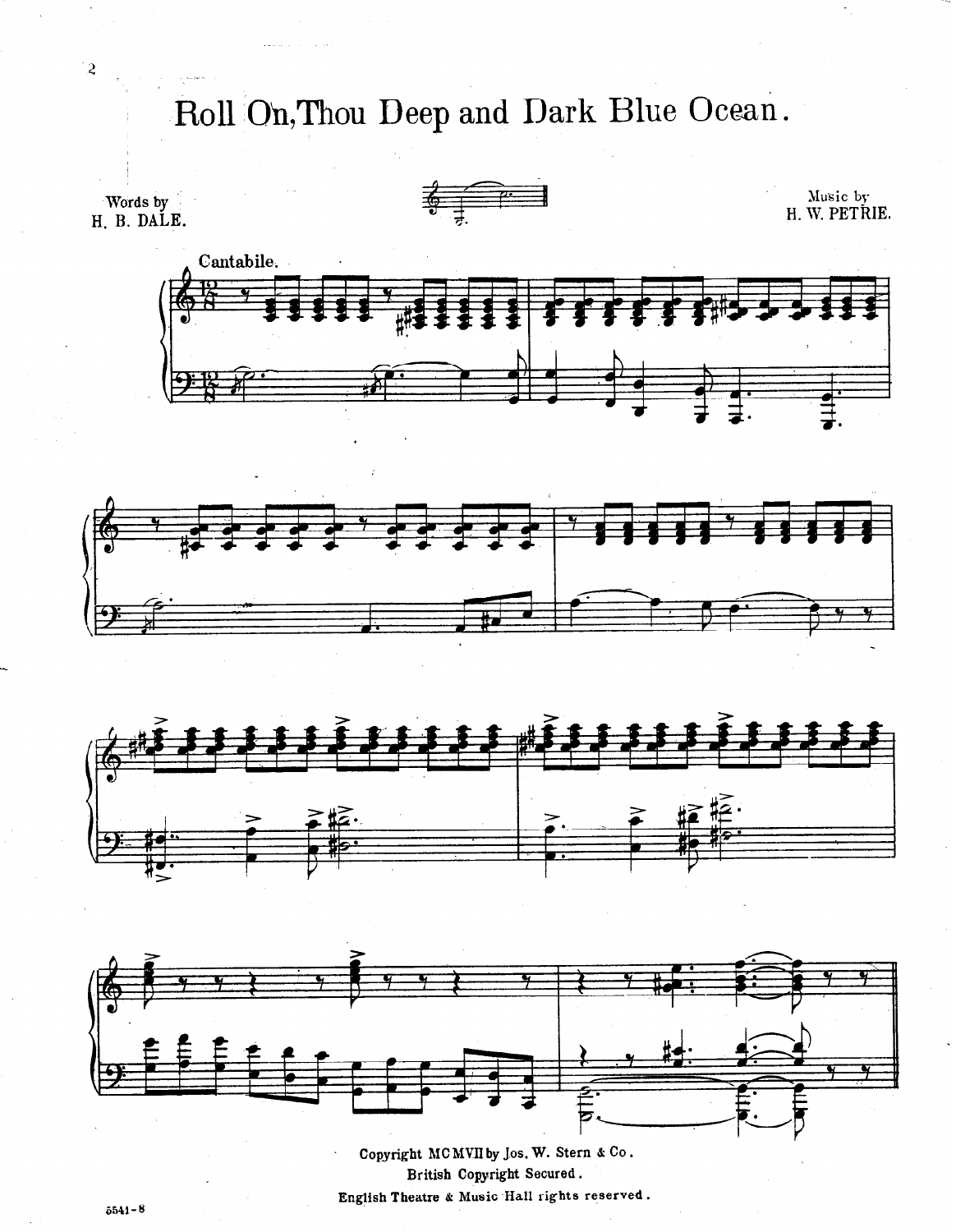# Roll On, Thou Deep and Dark Blue Ocean.

Words by
H. B. DALE.

Music by
H. W. PETRIE.

Cantabile.

Copyright MCMVII by Jos. W. Stern & Co.
British Copyright Secured.
English Theatre & Music Hall rights reserved.

5541-8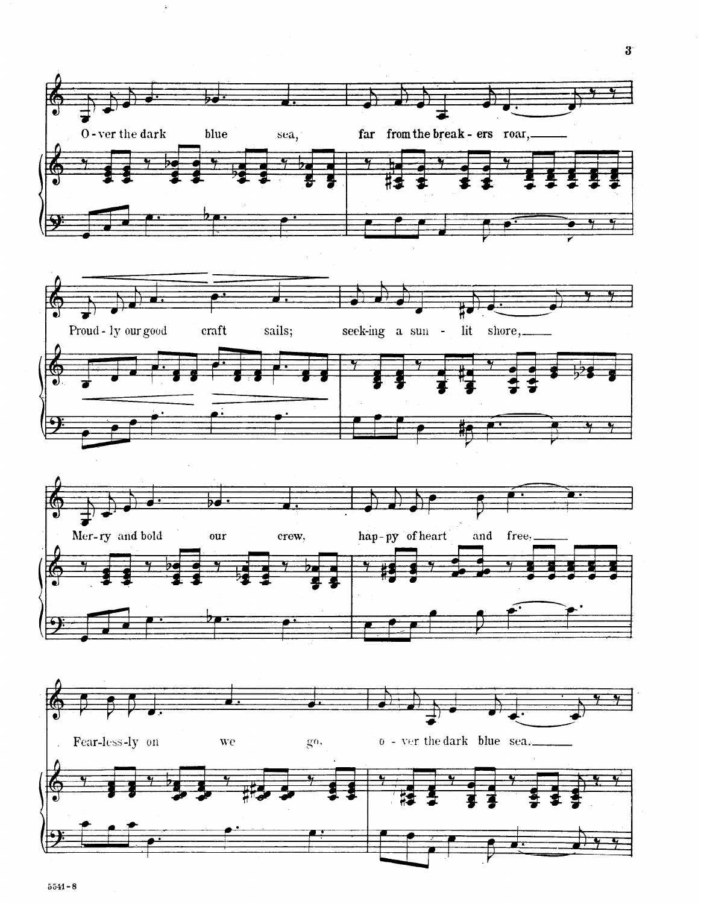O - ver the dark blue sea, far from the break - ers roar,

Proud - ly our good craft sails; seek-ing a sun - lit shore,

Mer - ry and bold our crew, hap - py of heart and free.

Fear - less - ly on we go, o - ver the dark blue sea.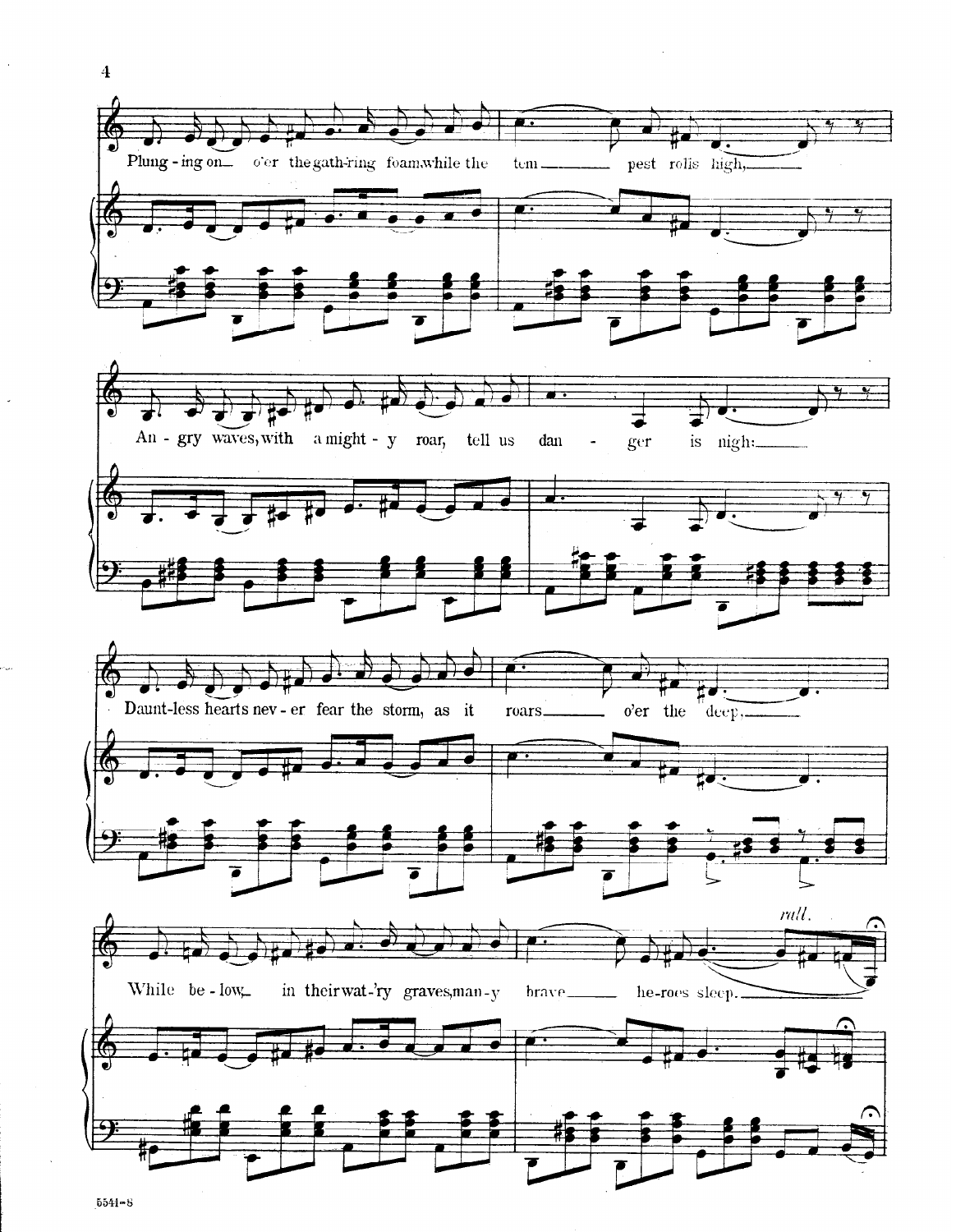Plung - ing on o'er the gath-'ring foam, while the tem pest rolls high,

An - gry waves, with a might - y roar, tell us dan - ger is nigh:

Daunt-less hearts nev - er fear the storm, as it roars o'er the deep,

While be - low, in their wat-'ry graves, man - y brave he-roes sleep.

*rall.*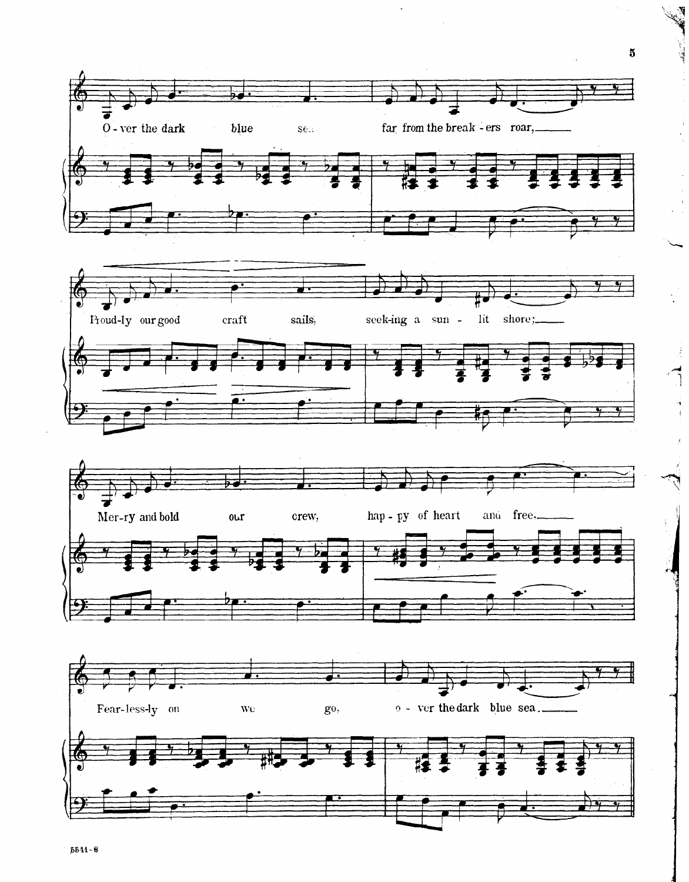O - ver the dark blue sea, far from the break - ers roar, ___

Proud-ly our good craft sails, seek-ing a sun - lit shore; ___

Mer-ry and bold our crew, hap - py of heart and free. ___

Fear-less-ly on we go, o - ver the dark blue sea. ___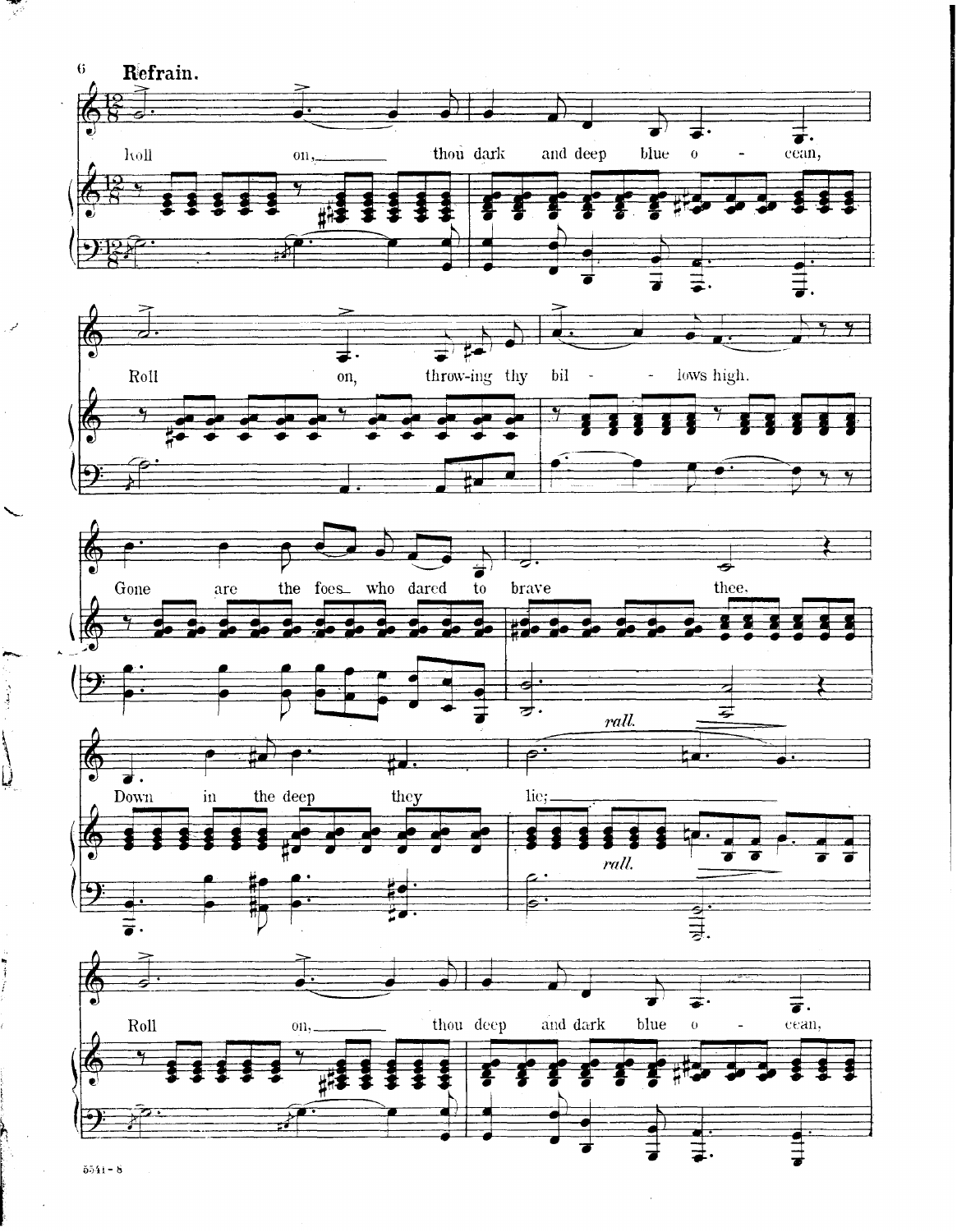**Refrain.**

Roll on, thou dark and deep blue ocean,

Roll on, throw-ing thy bil - lows high.

Gone are the foes who dared to brave thee.

Down in the deep they lie;

*rall.*

Roll on, thou deep and dark blue ocean,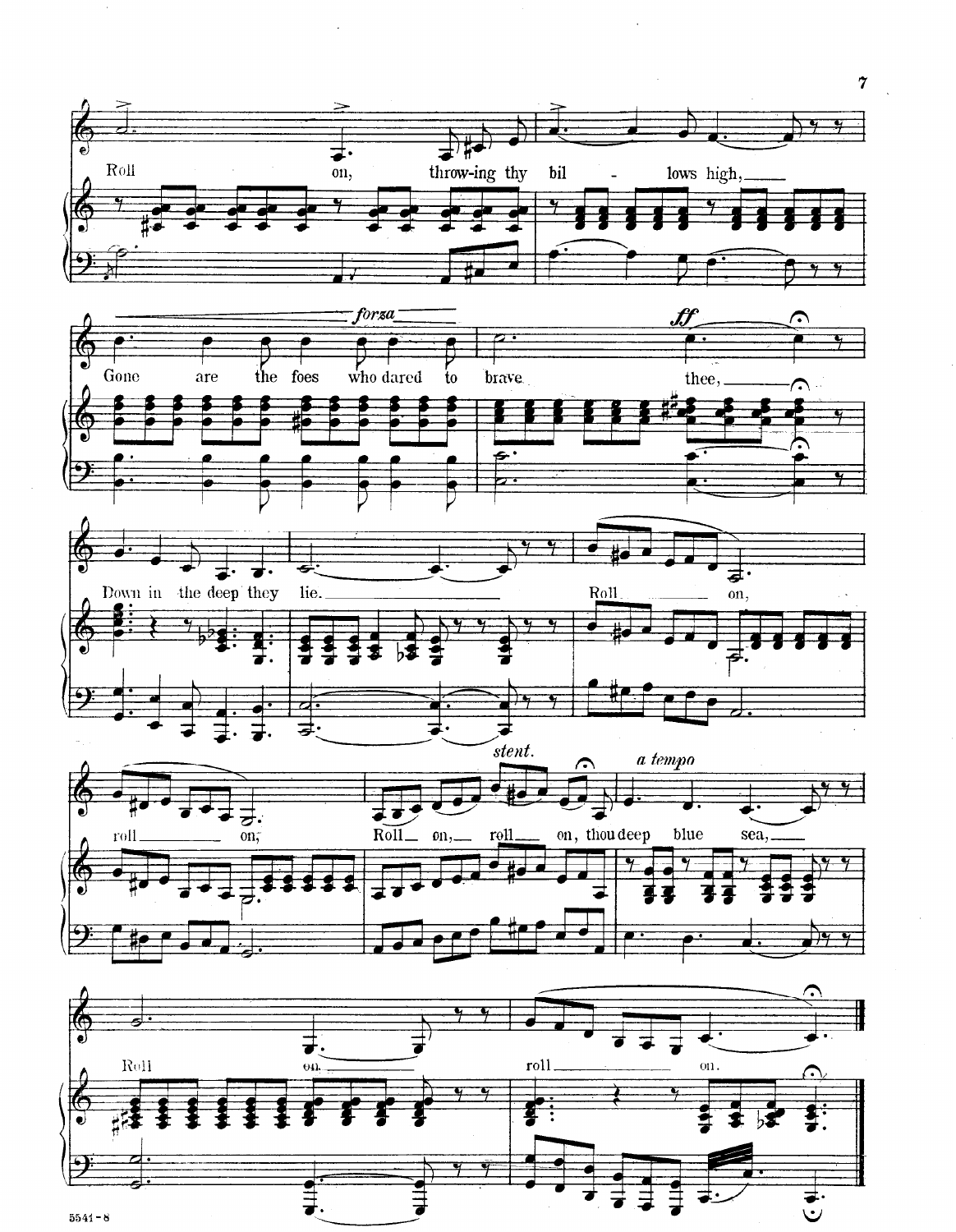Roll on, throw-ing thy bil - lows high,

*forza* — *ff*

Gone are the foes who dared to brave thee,

Down in the deep they lie.

Roll on, roll on,

*stent.* — *a tempo*

Roll on, roll on, thou deep blue sea,

Roll on, roll on.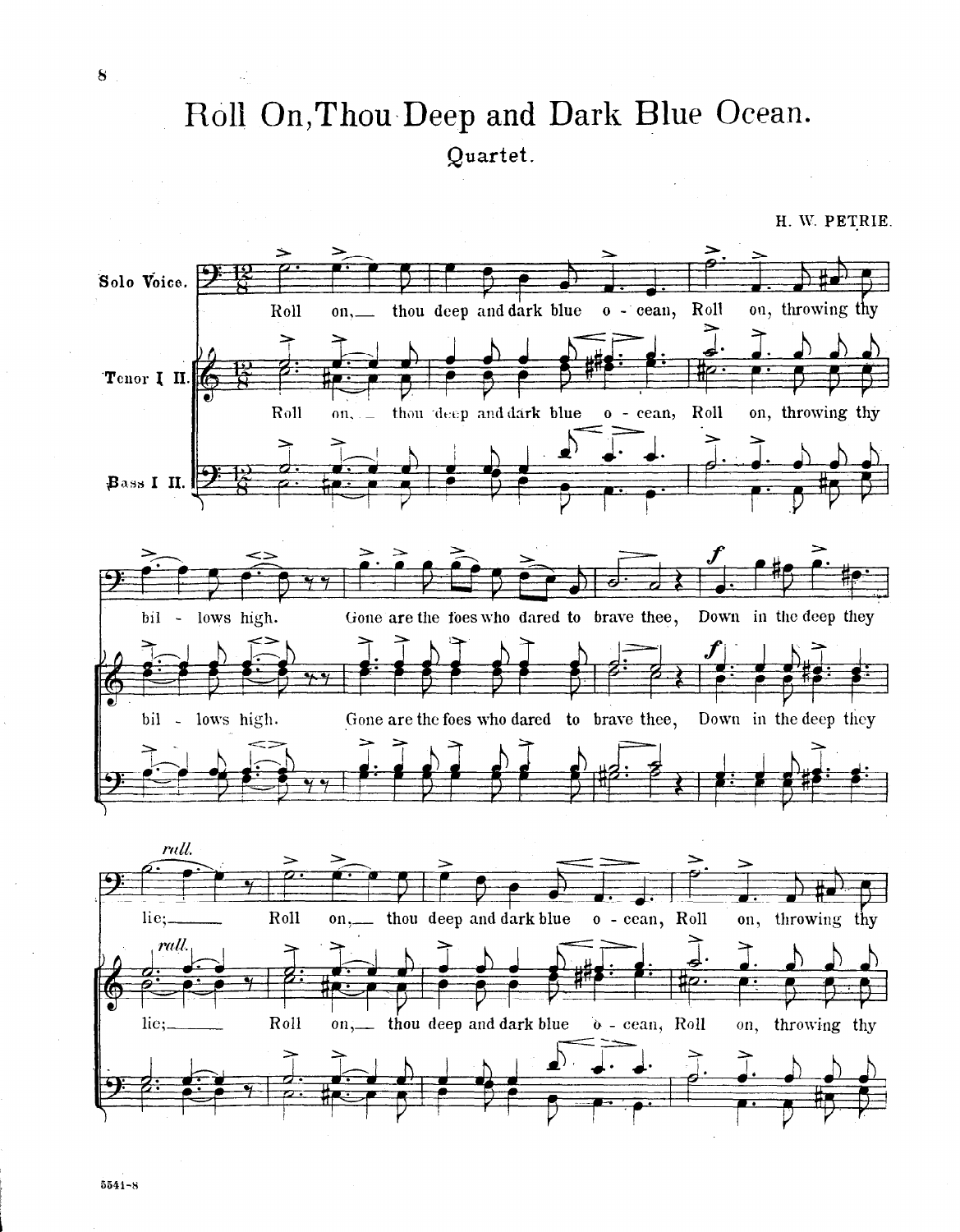# Roll On, Thou Deep and Dark Blue Ocean.

Quartet.

H. W. PETRIE.

Solo Voice.

Tenor I II.

Bass I II.

Roll on,— thou deep and dark blue o - cean, Roll on, throwing thy bil - lows high. Gone are the foes who dared to brave thee, Down in the deep they lie;— Roll on,— thou deep and dark blue o - cean, Roll on, throwing thy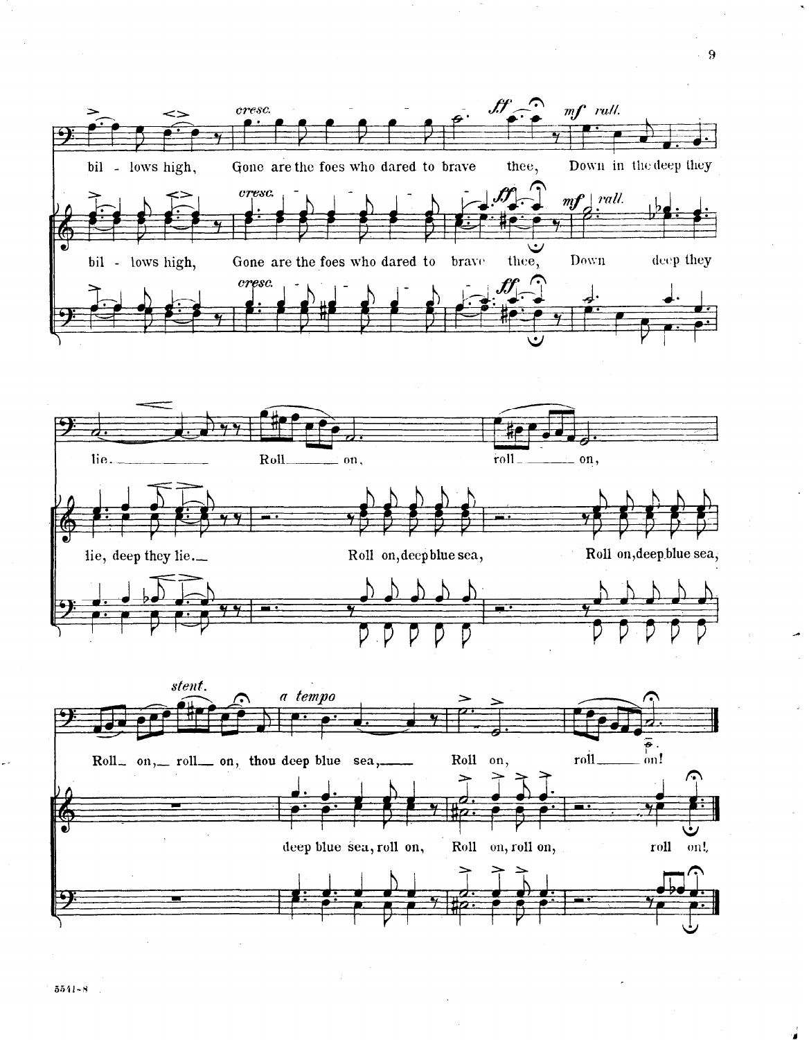*cresc.* *ff* *mf* *rall.*

bil - lows high, Gone are the foes who dared to brave thee, Down in the deep they

bil - lows high, Gone are the foes who dared to brave thee, Down deep they

lie. Roll on, roll on,

lie, deep they lie. Roll on, deep blue sea, Roll on, deep blue sea,

*stent.* *a tempo*

Roll on, roll on, thou deep blue sea, Roll on, roll on!

deep blue sea, roll on, Roll on, roll on, roll on!